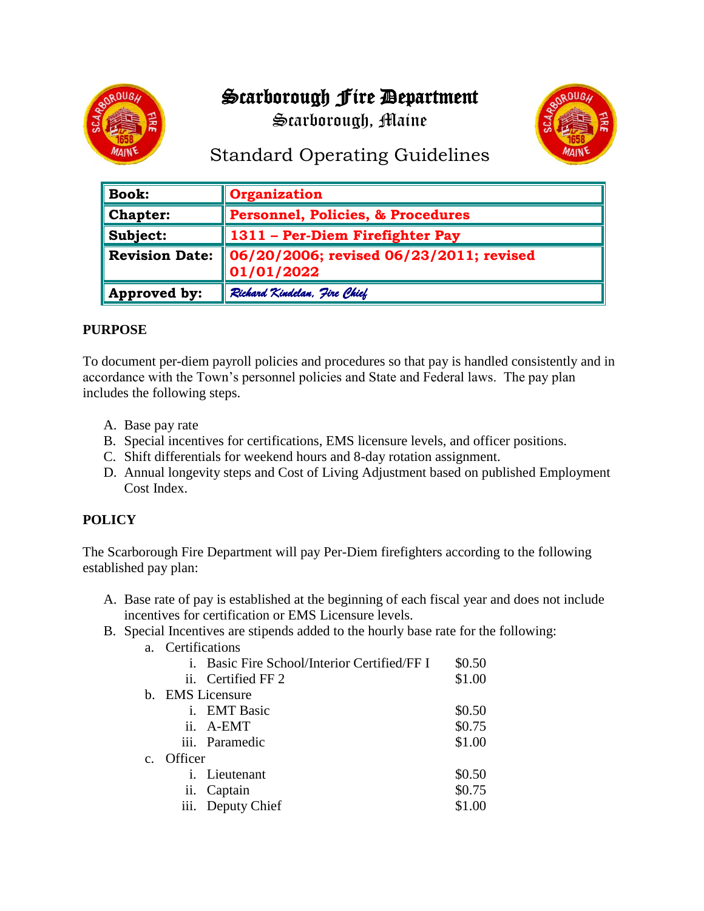# Scarborough Fire Department

Scarborough, Maine

## Standard Operating Guidelines

| **Book:** | **Organization** |
|---|---|
| **Chapter:** | **Personnel, Policies, & Procedures** |
| **Subject:** | **1311 – Per-Diem Firefighter Pay** |
| **Revision Date:** | **06/20/2006; revised 06/23/2011; revised 01/01/2022** |
| **Approved by:** | *Richard Kindelan, Fire Chief* |

**PURPOSE**

To document per-diem payroll policies and procedures so that pay is handled consistently and in accordance with the Town's personnel policies and State and Federal laws. The pay plan includes the following steps.

A. Base pay rate
B. Special incentives for certifications, EMS licensure levels, and officer positions.
C. Shift differentials for weekend hours and 8-day rotation assignment.
D. Annual longevity steps and Cost of Living Adjustment based on published Employment Cost Index.

**POLICY**

The Scarborough Fire Department will pay Per-Diem firefighters according to the following established pay plan:

A. Base rate of pay is established at the beginning of each fiscal year and does not include incentives for certification or EMS Licensure levels.
B. Special Incentives are stipends added to the hourly base rate for the following:
   a. Certifications
      i. Basic Fire School/Interior Certified/FF I $0.50
      ii. Certified FF 2 $1.00
   b. EMS Licensure
      i. EMT Basic $0.50
      ii. A-EMT $0.75
      iii. Paramedic $1.00
   c. Officer
      i. Lieutenant $0.50
      ii. Captain $0.75
      iii. Deputy Chief $1.00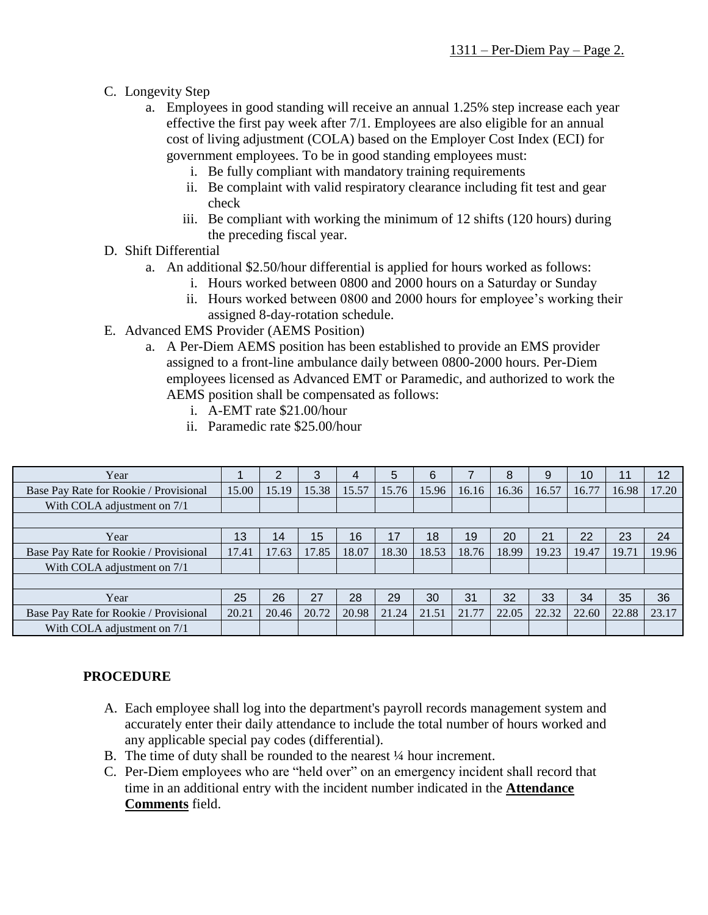C. Longevity Step
    a. Employees in good standing will receive an annual 1.25% step increase each year effective the first pay week after 7/1. Employees are also eligible for an annual cost of living adjustment (COLA) based on the Employer Cost Index (ECI) for government employees. To be in good standing employees must:
        i. Be fully compliant with mandatory training requirements
        ii. Be complaint with valid respiratory clearance including fit test and gear check
        iii. Be compliant with working the minimum of 12 shifts (120 hours) during the preceding fiscal year.

D. Shift Differential
    a. An additional $2.50/hour differential is applied for hours worked as follows:
        i. Hours worked between 0800 and 2000 hours on a Saturday or Sunday
        ii. Hours worked between 0800 and 2000 hours for employee's working their assigned 8-day-rotation schedule.

E. Advanced EMS Provider (AEMS Position)
    a. A Per-Diem AEMS position has been established to provide an EMS provider assigned to a front-line ambulance daily between 0800-2000 hours. Per-Diem employees licensed as Advanced EMT or Paramedic, and authorized to work the AEMS position shall be compensated as follows:
        i. A-EMT rate $21.00/hour
        ii. Paramedic rate $25.00/hour

| Year | 1 | 2 | 3 | 4 | 5 | 6 | 7 | 8 | 9 | 10 | 11 | 12 |
|---|---|---|---|---|---|---|---|---|---|---|---|---|
| Base Pay Rate for Rookie / Provisional | 15.00 | 15.19 | 15.38 | 15.57 | 15.76 | 15.96 | 16.16 | 16.36 | 16.57 | 16.77 | 16.98 | 17.20 |
| With COLA adjustment on 7/1 | | | | | | | | | | | | |
| | | | | | | | | | | | | |
| Year | 13 | 14 | 15 | 16 | 17 | 18 | 19 | 20 | 21 | 22 | 23 | 24 |
| Base Pay Rate for Rookie / Provisional | 17.41 | 17.63 | 17.85 | 18.07 | 18.30 | 18.53 | 18.76 | 18.99 | 19.23 | 19.47 | 19.71 | 19.96 |
| With COLA adjustment on 7/1 | | | | | | | | | | | | |
| | | | | | | | | | | | | |
| Year | 25 | 26 | 27 | 28 | 29 | 30 | 31 | 32 | 33 | 34 | 35 | 36 |
| Base Pay Rate for Rookie / Provisional | 20.21 | 20.46 | 20.72 | 20.98 | 21.24 | 21.51 | 21.77 | 22.05 | 22.32 | 22.60 | 22.88 | 23.17 |
| With COLA adjustment on 7/1 | | | | | | | | | | | | |

**PROCEDURE**

A. Each employee shall log into the department's payroll records management system and accurately enter their daily attendance to include the total number of hours worked and any applicable special pay codes (differential).

B. The time of duty shall be rounded to the nearest ¼ hour increment.

C. Per-Diem employees who are "held over" on an emergency incident shall record that time in an additional entry with the incident number indicated in the **Attendance Comments** field.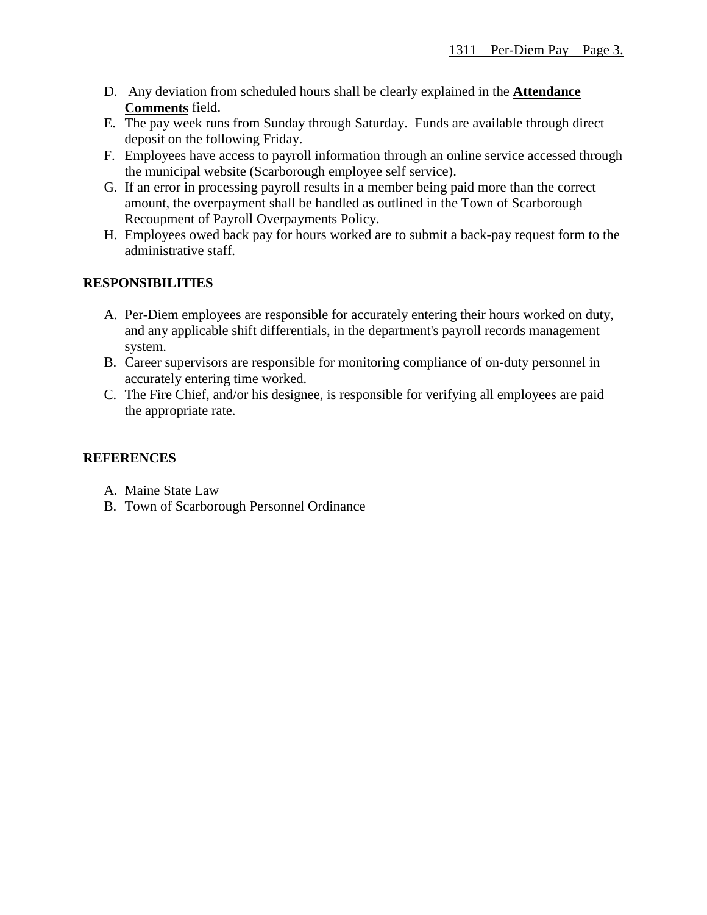D. Any deviation from scheduled hours shall be clearly explained in the **Attendance Comments** field.
E. The pay week runs from Sunday through Saturday. Funds are available through direct deposit on the following Friday.
F. Employees have access to payroll information through an online service accessed through the municipal website (Scarborough employee self service).
G. If an error in processing payroll results in a member being paid more than the correct amount, the overpayment shall be handled as outlined in the Town of Scarborough Recoupment of Payroll Overpayments Policy.
H. Employees owed back pay for hours worked are to submit a back-pay request form to the administrative staff.

## RESPONSIBILITIES

A. Per-Diem employees are responsible for accurately entering their hours worked on duty, and any applicable shift differentials, in the department's payroll records management system.
B. Career supervisors are responsible for monitoring compliance of on-duty personnel in accurately entering time worked.
C. The Fire Chief, and/or his designee, is responsible for verifying all employees are paid the appropriate rate.

## REFERENCES

A. Maine State Law
B. Town of Scarborough Personnel Ordinance